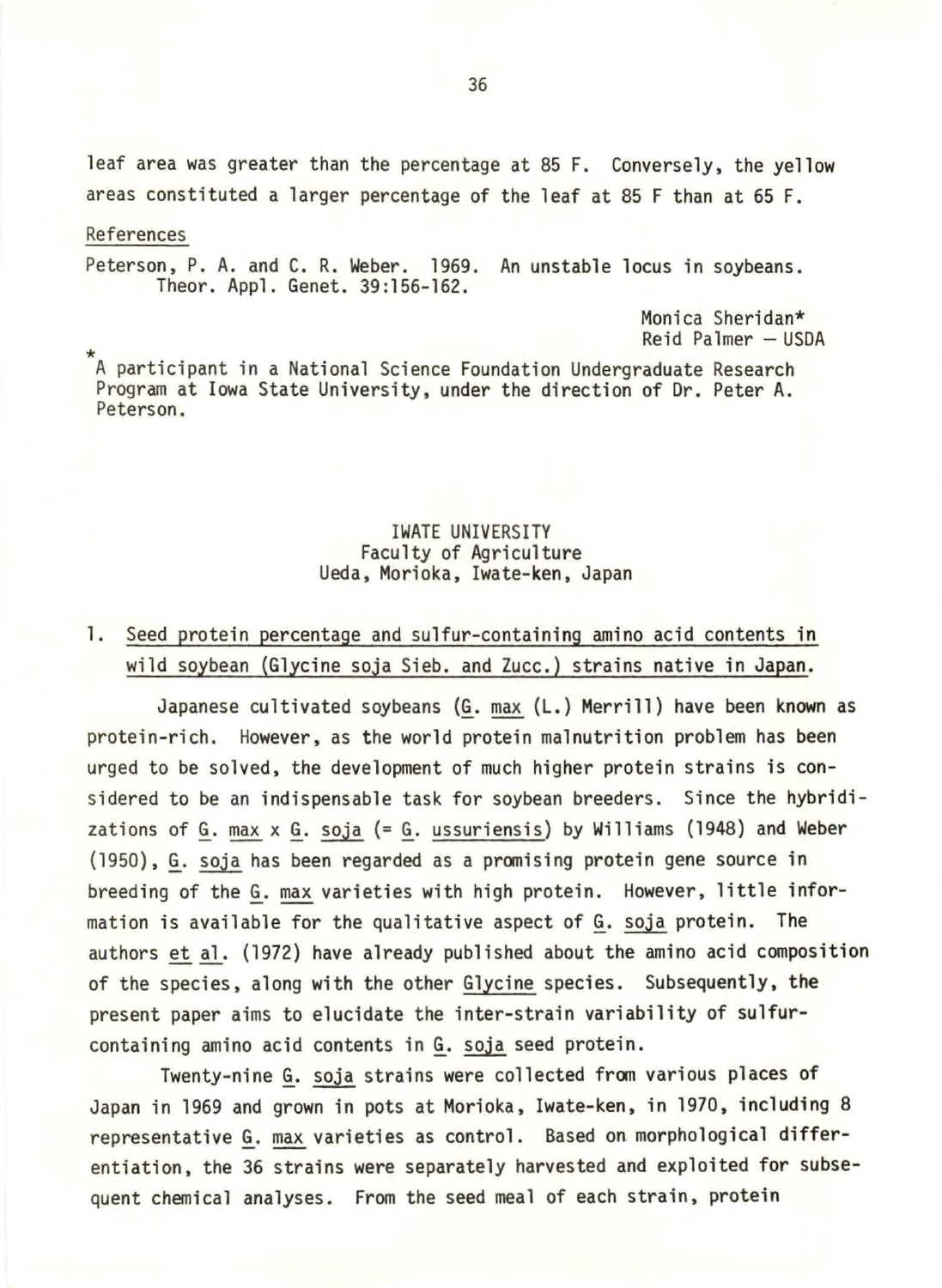leaf area was greater than the percentage at 85 F. Conversely, the yellow areas constituted a larger percentage of the leaf at 85 F than at 65 F.

References

Peterson, P. A. and C. R. Weber. 1969. An unstable locus in soybeans. Theor. Appl. Genet. 39:156-162.

Monica Sheridan*
Reid Palmer — USDA

*A participant in a National Science Foundation Undergraduate Research Program at Iowa State University, under the direction of Dr. Peter A. Peterson.

## IWATE UNIVERSITY
Faculty of Agriculture
Ueda, Morioka, Iwate-ken, Japan

### 1. Seed protein percentage and sulfur-containing amino acid contents in wild soybean (*Glycine soja* Sieb. and Zucc.) strains native in Japan.

Japanese cultivated soybeans (*G. max* (L.) Merrill) have been known as protein-rich. However, as the world protein malnutrition problem has been urged to be solved, the development of much higher protein strains is considered to be an indispensable task for soybean breeders. Since the hybridizations of *G. max* x *G. soja* (= *G. ussuriensis*) by Williams (1948) and Weber (1950), *G. soja* has been regarded as a promising protein gene source in breeding of the *G. max* varieties with high protein. However, little information is available for the qualitative aspect of *G. soja* protein. The authors *et al.* (1972) have already published about the amino acid composition of the species, along with the other *Glycine* species. Subsequently, the present paper aims to elucidate the inter-strain variability of sulfur-containing amino acid contents in *G. soja* seed protein.

Twenty-nine *G. soja* strains were collected from various places of Japan in 1969 and grown in pots at Morioka, Iwate-ken, in 1970, including 8 representative *G. max* varieties as control. Based on morphological differentiation, the 36 strains were separately harvested and exploited for subsequent chemical analyses. From the seed meal of each strain, protein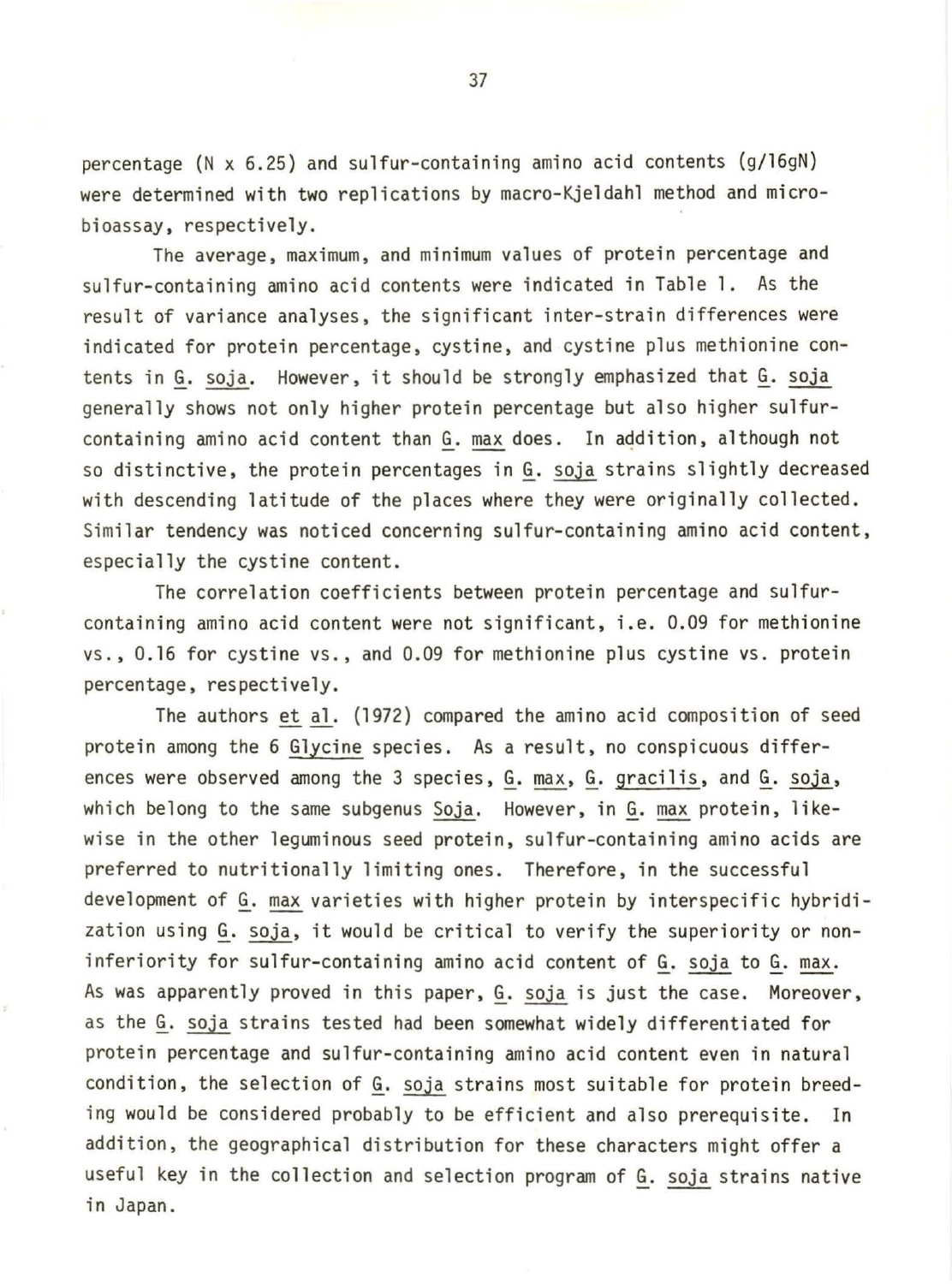percentage (N x 6.25) and sulfur-containing amino acid contents (g/16gN) were determined with two replications by macro-Kjeldahl method and micro-bioassay, respectively.

The average, maximum, and minimum values of protein percentage and sulfur-containing amino acid contents were indicated in Table 1. As the result of variance analyses, the significant inter-strain differences were indicated for protein percentage, cystine, and cystine plus methionine contents in *G. soja*. However, it should be strongly emphasized that *G. soja* generally shows not only higher protein percentage but also higher sulfur-containing amino acid content than *G. max* does. In addition, although not so distinctive, the protein percentages in *G. soja* strains slightly decreased with descending latitude of the places where they were originally collected. Similar tendency was noticed concerning sulfur-containing amino acid content, especially the cystine content.

The correlation coefficients between protein percentage and sulfur-containing amino acid content were not significant, i.e. 0.09 for methionine vs., 0.16 for cystine vs., and 0.09 for methionine plus cystine vs. protein percentage, respectively.

The authors *et al.* (1972) compared the amino acid composition of seed protein among the 6 *Glycine* species. As a result, no conspicuous differences were observed among the 3 species, *G. max*, *G. gracilis*, and *G. soja*, which belong to the same subgenus *Soja*. However, in *G. max* protein, likewise in the other leguminous seed protein, sulfur-containing amino acids are preferred to nutritionally limiting ones. Therefore, in the successful development of *G. max* varieties with higher protein by interspecific hybridization using *G. soja*, it would be critical to verify the superiority or non-inferiority for sulfur-containing amino acid content of *G. soja* to *G. max*. As was apparently proved in this paper, *G. soja* is just the case. Moreover, as the *G. soja* strains tested had been somewhat widely differentiated for protein percentage and sulfur-containing amino acid content even in natural condition, the selection of *G. soja* strains most suitable for protein breeding would be considered probably to be efficient and also prerequisite. In addition, the geographical distribution for these characters might offer a useful key in the collection and selection program of *G. soja* strains native in Japan.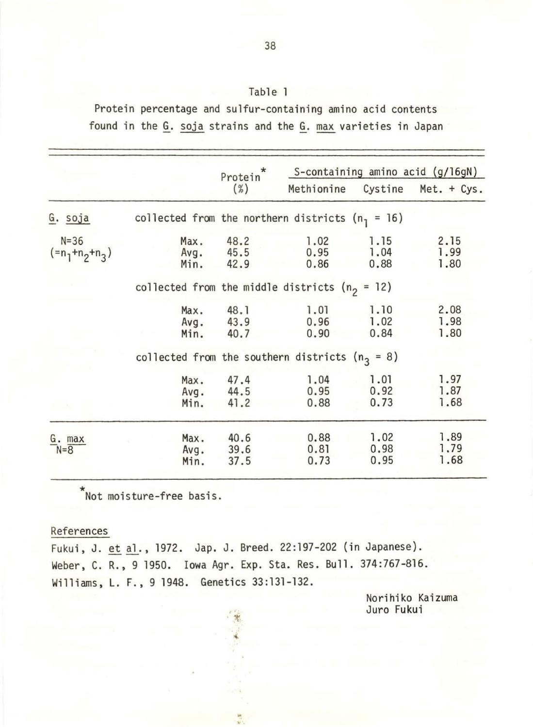Table 1

Protein percentage and sulfur-containing amino acid contents found in the *G. soja* strains and the *G. max* varieties in Japan

| | | Protein* (%) | S-containing amino acid (g/16gN) | | |
|---|---|---|---|---|---|
| | | | Methionine | Cystine | Met. + Cys. |
| *G. soja* | collected from the northern districts ($n_1$ = 16) | | | | |
| N=36 ($=n_1+n_2+n_3$) | Max. | 48.2 | 1.02 | 1.15 | 2.15 |
| | Avg. | 45.5 | 0.95 | 1.04 | 1.99 |
| | Min. | 42.9 | 0.86 | 0.88 | 1.80 |
| | collected from the middle districts ($n_2$ = 12) | | | | |
| | Max. | 48.1 | 1.01 | 1.10 | 2.08 |
| | Avg. | 43.9 | 0.96 | 1.02 | 1.98 |
| | Min. | 40.7 | 0.90 | 0.84 | 1.80 |
| | collected from the southern districts ($n_3$ = 8) | | | | |
| | Max. | 47.4 | 1.04 | 1.01 | 1.97 |
| | Avg. | 44.5 | 0.95 | 0.92 | 1.87 |
| | Min. | 41.2 | 0.88 | 0.73 | 1.68 |
| *G. max* N=8 | Max. | 40.6 | 0.88 | 1.02 | 1.89 |
| | Avg. | 39.6 | 0.81 | 0.98 | 1.79 |
| | Min. | 37.5 | 0.73 | 0.95 | 1.68 |

*Not moisture-free basis.

References

Fukui, J. *et al.*, 1972. Jap. J. Breed. 22:197-202 (in Japanese).

Weber, C. R., 9 1950. Iowa Agr. Exp. Sta. Res. Bull. 374:767-816.

Williams, L. F., 9 1948. Genetics 33:131-132.

Norihiko Kaizuma
Juro Fukui